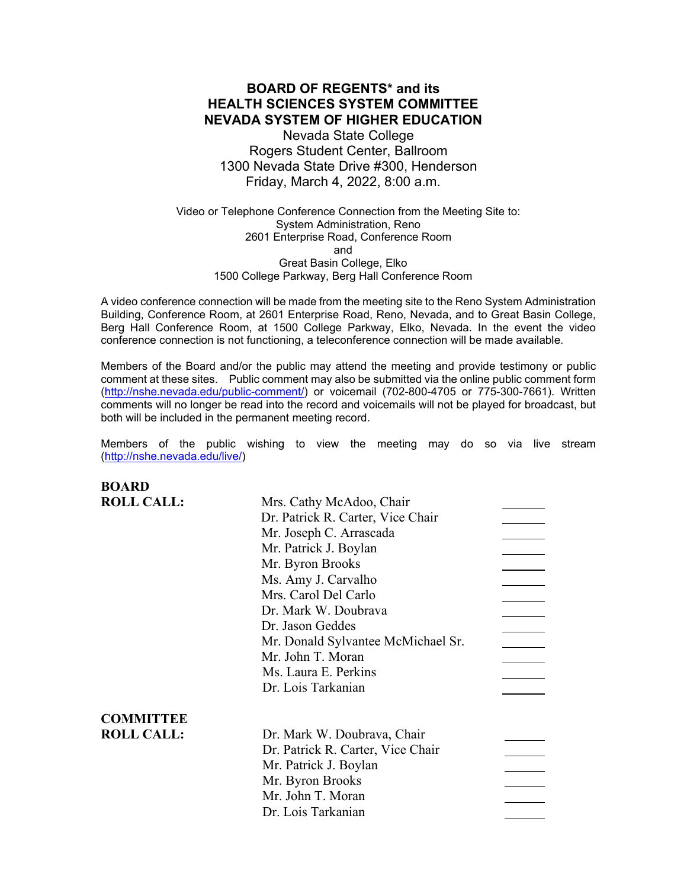# BOARD OF REGENTS* and its HEALTH SCIENCES SYSTEM COMMITTEE NEVADA SYSTEM OF HIGHER EDUCATION

Nevada State College
Rogers Student Center, Ballroom
1300 Nevada State Drive #300, Henderson
Friday, March 4, 2022, 8:00 a.m.

Video or Telephone Conference Connection from the Meeting Site to:
System Administration, Reno
2601 Enterprise Road, Conference Room
and
Great Basin College, Elko
1500 College Parkway, Berg Hall Conference Room

A video conference connection will be made from the meeting site to the Reno System Administration Building, Conference Room, at 2601 Enterprise Road, Reno, Nevada, and to Great Basin College, Berg Hall Conference Room, at 1500 College Parkway, Elko, Nevada. In the event the video conference connection is not functioning, a teleconference connection will be made available.

Members of the Board and/or the public may attend the meeting and provide testimony or public comment at these sites. Public comment may also be submitted via the online public comment form (http://nshe.nevada.edu/public-comment/) or voicemail (702-800-4705 or 775-300-7661). Written comments will no longer be read into the record and voicemails will not be played for broadcast, but both will be included in the permanent meeting record.

Members of the public wishing to view the meeting may do so via live stream (http://nshe.nevada.edu/live/)

**BOARD ROLL CALL:**

| | |
|---|---|
| Mrs. Cathy McAdoo, Chair | _______ |
| Dr. Patrick R. Carter, Vice Chair | _______ |
| Mr. Joseph C. Arrascada | _______ |
| Mr. Patrick J. Boylan | _______ |
| Mr. Byron Brooks | _______ |
| Ms. Amy J. Carvalho | _______ |
| Mrs. Carol Del Carlo | _______ |
| Dr. Mark W. Doubrava | _______ |
| Dr. Jason Geddes | _______ |
| Mr. Donald Sylvantee McMichael Sr. | _______ |
| Mr. John T. Moran | _______ |
| Ms. Laura E. Perkins | _______ |
| Dr. Lois Tarkanian | _______ |

**COMMITTEE ROLL CALL:**

| | |
|---|---|
| Dr. Mark W. Doubrava, Chair | _______ |
| Dr. Patrick R. Carter, Vice Chair | _______ |
| Mr. Patrick J. Boylan | _______ |
| Mr. Byron Brooks | _______ |
| Mr. John T. Moran | _______ |
| Dr. Lois Tarkanian | _______ |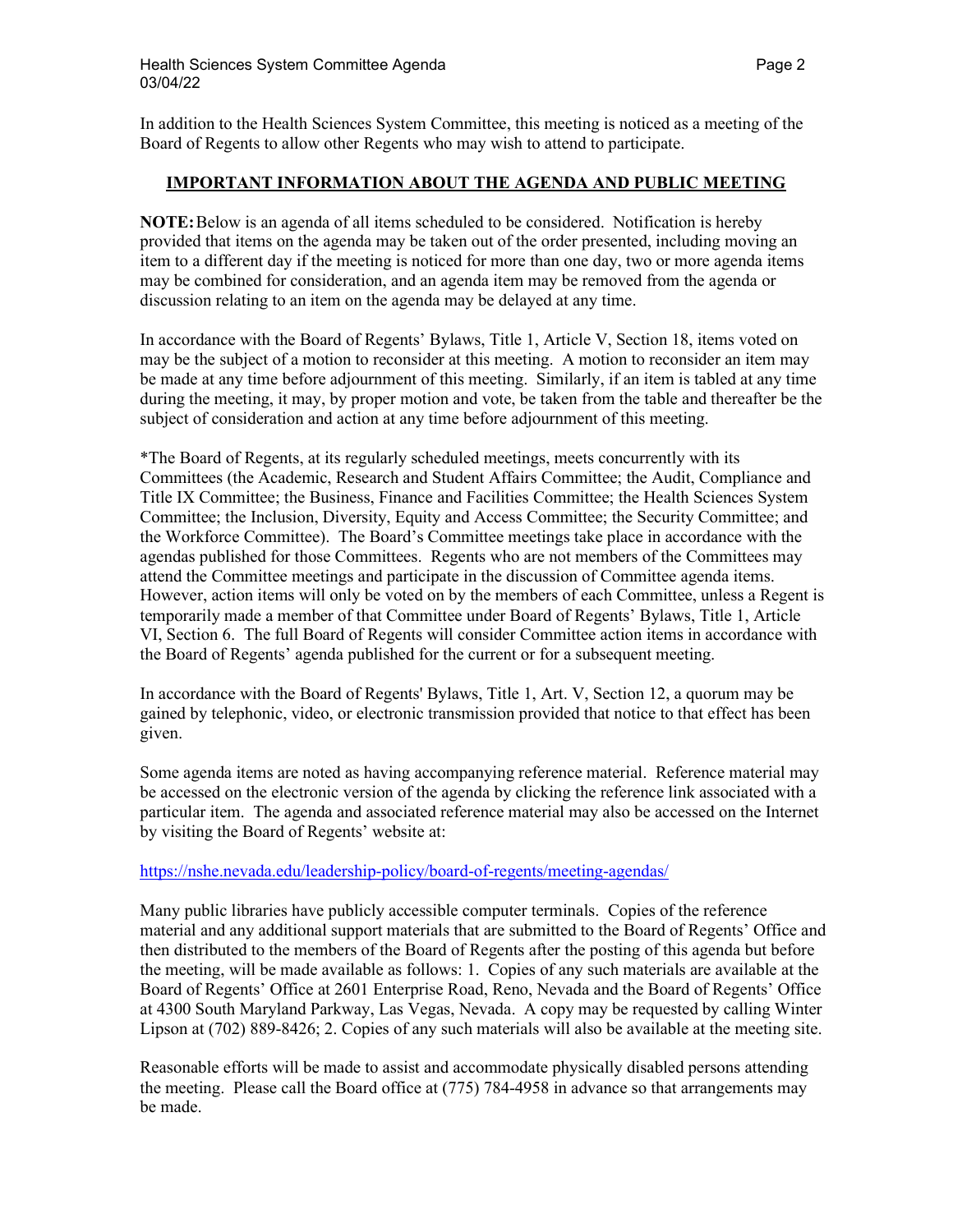In addition to the Health Sciences System Committee, this meeting is noticed as a meeting of the Board of Regents to allow other Regents who may wish to attend to participate.

## IMPORTANT INFORMATION ABOUT THE AGENDA AND PUBLIC MEETING

**NOTE:** Below is an agenda of all items scheduled to be considered. Notification is hereby provided that items on the agenda may be taken out of the order presented, including moving an item to a different day if the meeting is noticed for more than one day, two or more agenda items may be combined for consideration, and an agenda item may be removed from the agenda or discussion relating to an item on the agenda may be delayed at any time.

In accordance with the Board of Regents' Bylaws, Title 1, Article V, Section 18, items voted on may be the subject of a motion to reconsider at this meeting. A motion to reconsider an item may be made at any time before adjournment of this meeting. Similarly, if an item is tabled at any time during the meeting, it may, by proper motion and vote, be taken from the table and thereafter be the subject of consideration and action at any time before adjournment of this meeting.

*The Board of Regents, at its regularly scheduled meetings, meets concurrently with its Committees (the Academic, Research and Student Affairs Committee; the Audit, Compliance and Title IX Committee; the Business, Finance and Facilities Committee; the Health Sciences System Committee; the Inclusion, Diversity, Equity and Access Committee; the Security Committee; and the Workforce Committee). The Board's Committee meetings take place in accordance with the agendas published for those Committees. Regents who are not members of the Committees may attend the Committee meetings and participate in the discussion of Committee agenda items. However, action items will only be voted on by the members of each Committee, unless a Regent is temporarily made a member of that Committee under Board of Regents' Bylaws, Title 1, Article VI, Section 6. The full Board of Regents will consider Committee action items in accordance with the Board of Regents' agenda published for the current or for a subsequent meeting.

In accordance with the Board of Regents' Bylaws, Title 1, Art. V, Section 12, a quorum may be gained by telephonic, video, or electronic transmission provided that notice to that effect has been given.

Some agenda items are noted as having accompanying reference material. Reference material may be accessed on the electronic version of the agenda by clicking the reference link associated with a particular item. The agenda and associated reference material may also be accessed on the Internet by visiting the Board of Regents' website at:

https://nshe.nevada.edu/leadership-policy/board-of-regents/meeting-agendas/

Many public libraries have publicly accessible computer terminals. Copies of the reference material and any additional support materials that are submitted to the Board of Regents' Office and then distributed to the members of the Board of Regents after the posting of this agenda but before the meeting, will be made available as follows: 1. Copies of any such materials are available at the Board of Regents' Office at 2601 Enterprise Road, Reno, Nevada and the Board of Regents' Office at 4300 South Maryland Parkway, Las Vegas, Nevada. A copy may be requested by calling Winter Lipson at (702) 889-8426; 2. Copies of any such materials will also be available at the meeting site.

Reasonable efforts will be made to assist and accommodate physically disabled persons attending the meeting. Please call the Board office at (775) 784-4958 in advance so that arrangements may be made.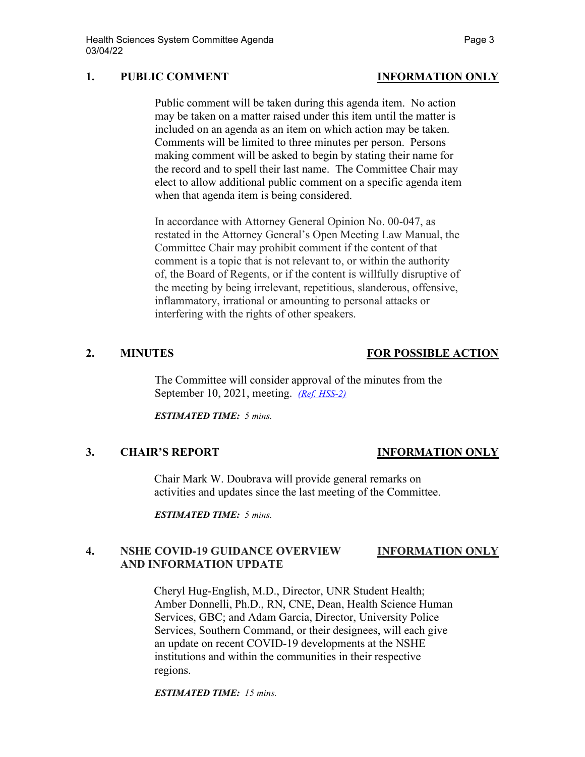## 1. PUBLIC COMMENT — INFORMATION ONLY

Public comment will be taken during this agenda item. No action may be taken on a matter raised under this item until the matter is included on an agenda as an item on which action may be taken. Comments will be limited to three minutes per person. Persons making comment will be asked to begin by stating their name for the record and to spell their last name. The Committee Chair may elect to allow additional public comment on a specific agenda item when that agenda item is being considered.

In accordance with Attorney General Opinion No. 00-047, as restated in the Attorney General's Open Meeting Law Manual, the Committee Chair may prohibit comment if the content of that comment is a topic that is not relevant to, or within the authority of, the Board of Regents, or if the content is willfully disruptive of the meeting by being irrelevant, repetitious, slanderous, offensive, inflammatory, irrational or amounting to personal attacks or interfering with the rights of other speakers.

## 2. MINUTES — FOR POSSIBLE ACTION

The Committee will consider approval of the minutes from the September 10, 2021, meeting. *(Ref. HSS-2)*

***ESTIMATED TIME:*** *5 mins.*

## 3. CHAIR'S REPORT — INFORMATION ONLY

Chair Mark W. Doubrava will provide general remarks on activities and updates since the last meeting of the Committee.

***ESTIMATED TIME:*** *5 mins.*

## 4. NSHE COVID-19 GUIDANCE OVERVIEW AND INFORMATION UPDATE — INFORMATION ONLY

Cheryl Hug-English, M.D., Director, UNR Student Health; Amber Donnelli, Ph.D., RN, CNE, Dean, Health Science Human Services, GBC; and Adam Garcia, Director, University Police Services, Southern Command, or their designees, will each give an update on recent COVID-19 developments at the NSHE institutions and within the communities in their respective regions.

***ESTIMATED TIME:*** *15 mins.*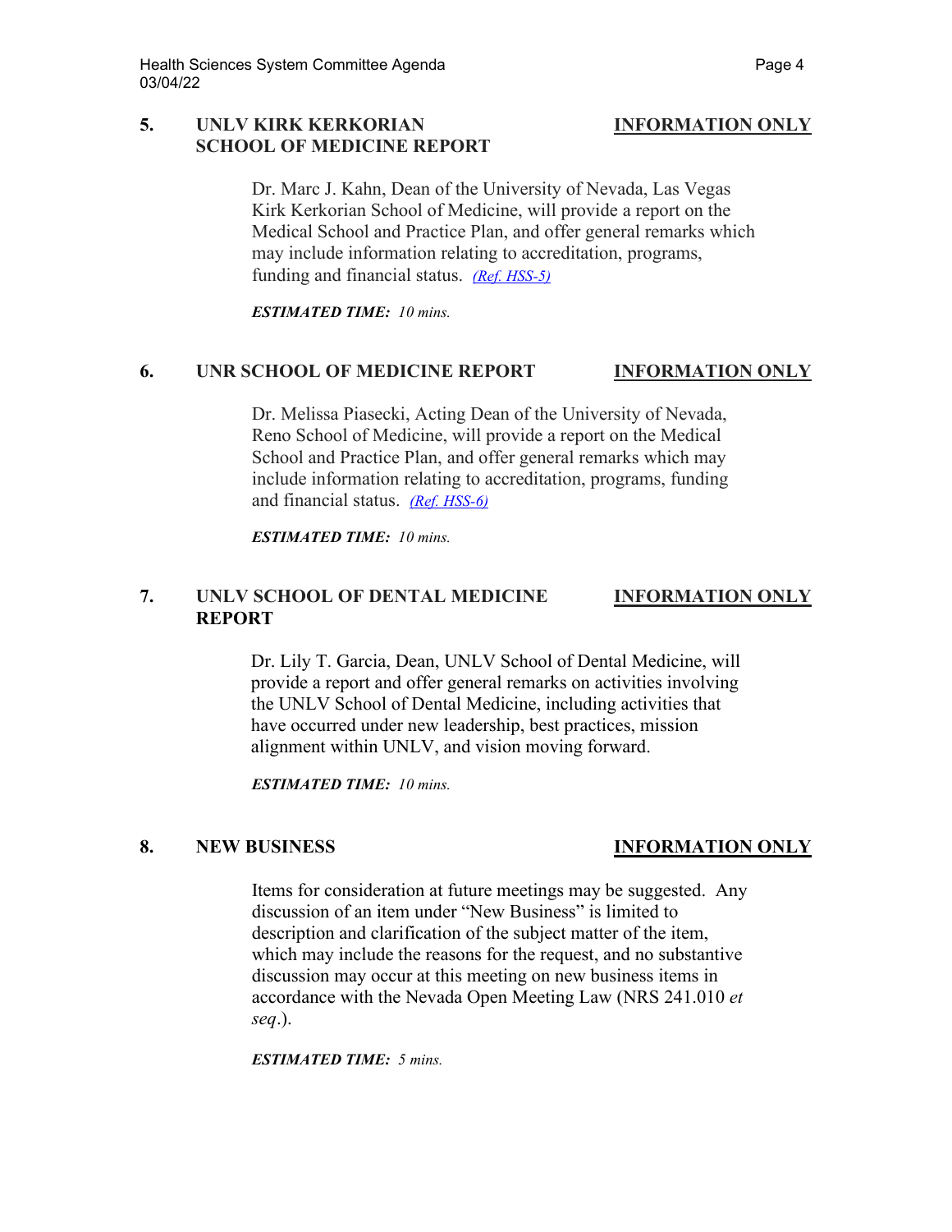## 5. UNLV KIRK KERKORIAN SCHOOL OF MEDICINE REPORT — INFORMATION ONLY

Dr. Marc J. Kahn, Dean of the University of Nevada, Las Vegas Kirk Kerkorian School of Medicine, will provide a report on the Medical School and Practice Plan, and offer general remarks which may include information relating to accreditation, programs, funding and financial status. *(Ref. HSS-5)*

***ESTIMATED TIME:*** *10 mins.*

## 6. UNR SCHOOL OF MEDICINE REPORT — INFORMATION ONLY

Dr. Melissa Piasecki, Acting Dean of the University of Nevada, Reno School of Medicine, will provide a report on the Medical School and Practice Plan, and offer general remarks which may include information relating to accreditation, programs, funding and financial status. *(Ref. HSS-6)*

***ESTIMATED TIME:*** *10 mins.*

## 7. UNLV SCHOOL OF DENTAL MEDICINE REPORT — INFORMATION ONLY

Dr. Lily T. Garcia, Dean, UNLV School of Dental Medicine, will provide a report and offer general remarks on activities involving the UNLV School of Dental Medicine, including activities that have occurred under new leadership, best practices, mission alignment within UNLV, and vision moving forward.

***ESTIMATED TIME:*** *10 mins.*

## 8. NEW BUSINESS — INFORMATION ONLY

Items for consideration at future meetings may be suggested. Any discussion of an item under "New Business" is limited to description and clarification of the subject matter of the item, which may include the reasons for the request, and no substantive discussion may occur at this meeting on new business items in accordance with the Nevada Open Meeting Law (NRS 241.010 *et seq*.).

***ESTIMATED TIME:*** *5 mins.*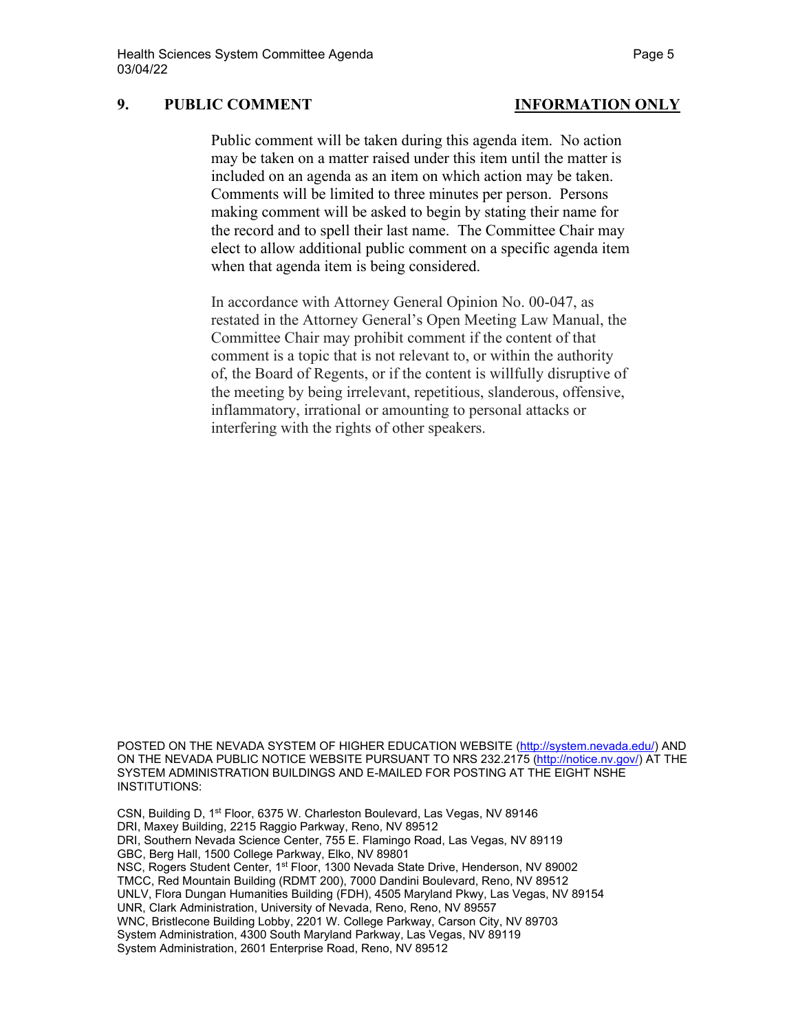## 9. PUBLIC COMMENT **INFORMATION ONLY**

Public comment will be taken during this agenda item. No action may be taken on a matter raised under this item until the matter is included on an agenda as an item on which action may be taken. Comments will be limited to three minutes per person. Persons making comment will be asked to begin by stating their name for the record and to spell their last name. The Committee Chair may elect to allow additional public comment on a specific agenda item when that agenda item is being considered.

In accordance with Attorney General Opinion No. 00-047, as restated in the Attorney General's Open Meeting Law Manual, the Committee Chair may prohibit comment if the content of that comment is a topic that is not relevant to, or within the authority of, the Board of Regents, or if the content is willfully disruptive of the meeting by being irrelevant, repetitious, slanderous, offensive, inflammatory, irrational or amounting to personal attacks or interfering with the rights of other speakers.

POSTED ON THE NEVADA SYSTEM OF HIGHER EDUCATION WEBSITE (http://system.nevada.edu/) AND ON THE NEVADA PUBLIC NOTICE WEBSITE PURSUANT TO NRS 232.2175 (http://notice.nv.gov/) AT THE SYSTEM ADMINISTRATION BUILDINGS AND E-MAILED FOR POSTING AT THE EIGHT NSHE INSTITUTIONS:

CSN, Building D, 1st Floor, 6375 W. Charleston Boulevard, Las Vegas, NV 89146
DRI, Maxey Building, 2215 Raggio Parkway, Reno, NV 89512
DRI, Southern Nevada Science Center, 755 E. Flamingo Road, Las Vegas, NV 89119
GBC, Berg Hall, 1500 College Parkway, Elko, NV 89801
NSC, Rogers Student Center, 1st Floor, 1300 Nevada State Drive, Henderson, NV 89002
TMCC, Red Mountain Building (RDMT 200), 7000 Dandini Boulevard, Reno, NV 89512
UNLV, Flora Dungan Humanities Building (FDH), 4505 Maryland Pkwy, Las Vegas, NV 89154
UNR, Clark Administration, University of Nevada, Reno, Reno, NV 89557
WNC, Bristlecone Building Lobby, 2201 W. College Parkway, Carson City, NV 89703
System Administration, 4300 South Maryland Parkway, Las Vegas, NV 89119
System Administration, 2601 Enterprise Road, Reno, NV 89512